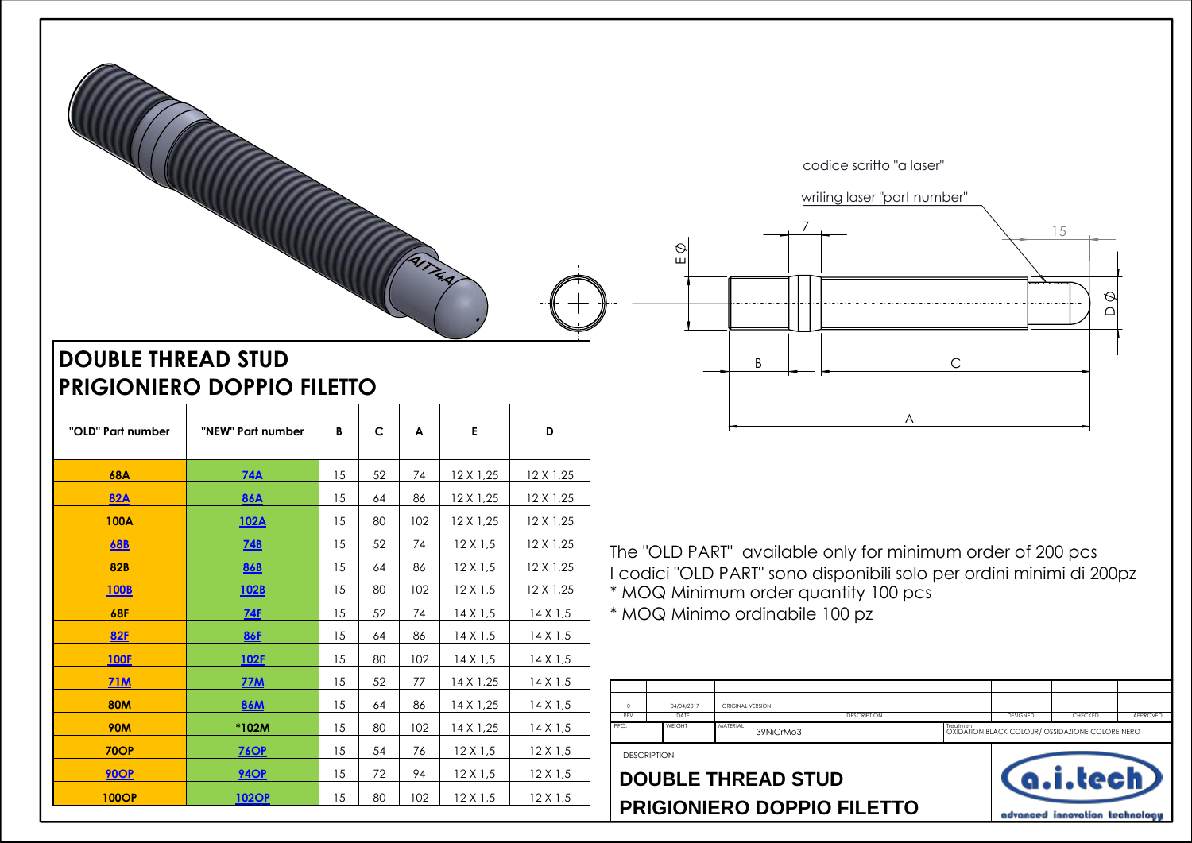# DOUBLE THREAD STUD
# PRIGIONIERO DOPPIO FILETTO

| "OLD" Part number | "NEW" Part number | B | C | A | E | D |
|---|---|---|---|---|---|---|
| 68A | 74A | 15 | 52 | 74 | 12 X 1,25 | 12 X 1,25 |
| 82A | 86A | 15 | 64 | 86 | 12 X 1,25 | 12 X 1,25 |
| 100A | 102A | 15 | 80 | 102 | 12 X 1,25 | 12 X 1,25 |
| 68B | 74B | 15 | 52 | 74 | 12 X 1,5 | 12 X 1,25 |
| 82B | 86B | 15 | 64 | 86 | 12 X 1,5 | 12 X 1,25 |
| 100B | 102B | 15 | 80 | 102 | 12 X 1,5 | 12 X 1,25 |
| 68F | 74F | 15 | 52 | 74 | 14 X 1,5 | 14 X 1,5 |
| 82F | 86F | 15 | 64 | 86 | 14 X 1,5 | 14 X 1,5 |
| 100F | 102F | 15 | 80 | 102 | 14 X 1,5 | 14 X 1,5 |
| 71M | 77M | 15 | 52 | 77 | 14 X 1,25 | 14 X 1,5 |
| 80M | 86M | 15 | 64 | 86 | 14 X 1,25 | 14 X 1,5 |
| 90M | *102M | 15 | 80 | 102 | 14 X 1,25 | 14 X 1,5 |
| 70OP | 76OP | 15 | 54 | 76 | 12 X 1,5 | 12 X 1,5 |
| 90OP | 94OP | 15 | 72 | 94 | 12 X 1,5 | 12 X 1,5 |
| 100OP | 102OP | 15 | 80 | 102 | 12 X 1,5 | 12 X 1,5 |

codice scritto "a laser"

writing laser "part number"

The "OLD PART" available only for minimum order of 200 pcs

I codici "OLD PART" sono disponibili solo per ordini minimi di 200pz

* MOQ Minimum order quantity 100 pcs

* MOQ Minimo ordinabile 100 pz

| REV | DATE | DESCRIPTION | DESIGNED | CHECKED | APPROVED |
|---|---|---|---|---|---|
| 0 | 04/04/2017 | ORIGINAL VERSION | | | |

PFC. | WEIGHT | MATERIAL 39NiCrMo3 | Treatment OXIDATION BLACK COLOUR/ OSSIDAZIONE COLORE NERO

DESCRIPTION

**DOUBLE THREAD STUD**

**PRIGIONIERO DOPPIO FILETTO**

a.i.tech — advanced innovation technology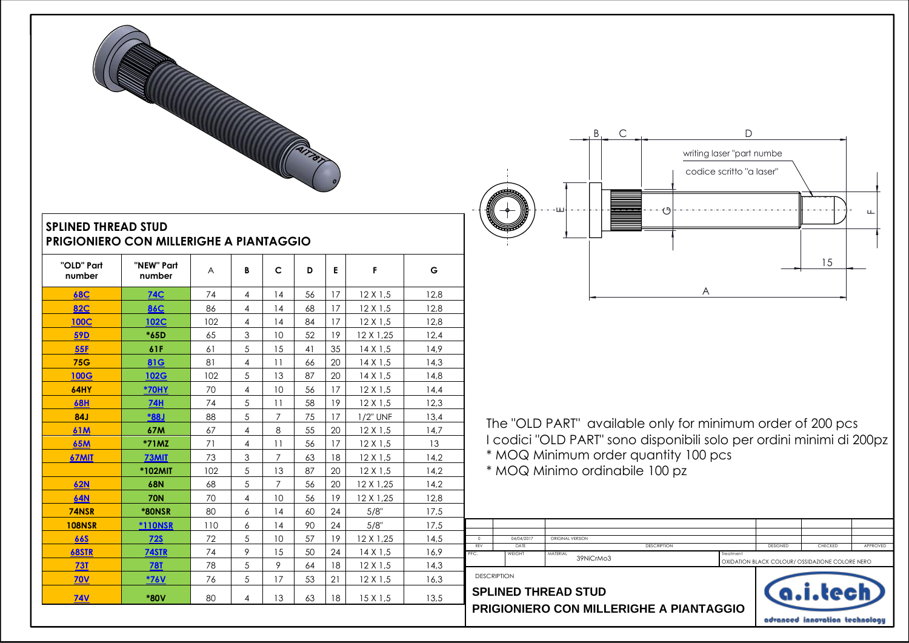## SPLINED THREAD STUD
## PRIGIONIERO CON MILLERIGHE A PIANTAGGIO

| "OLD" Part number | "NEW" Part number | A | B | C | D | E | F | G |
|---|---|---|---|---|---|---|---|---|
| 68C | 74C | 74 | 4 | 14 | 56 | 17 | 12 X 1,5 | 12,8 |
| 82C | 86C | 86 | 4 | 14 | 68 | 17 | 12 X 1,5 | 12,8 |
| 100C | 102C | 102 | 4 | 14 | 84 | 17 | 12 X 1,5 | 12,8 |
| 59D | *65D | 65 | 3 | 10 | 52 | 19 | 12 X 1,25 | 12,4 |
| 55F | 61F | 61 | 5 | 15 | 41 | 35 | 14 X 1,5 | 14,9 |
| 75G | 81G | 81 | 4 | 11 | 66 | 20 | 14 X 1,5 | 14,3 |
| 100G | 102G | 102 | 5 | 13 | 87 | 20 | 14 X 1,5 | 14,8 |
| 64HY | *70HY | 70 | 4 | 10 | 56 | 17 | 12 X 1,5 | 14,4 |
| 68H | 74H | 74 | 5 | 11 | 58 | 19 | 12 X 1,5 | 12,3 |
| 84J | *88J | 88 | 5 | 7 | 75 | 17 | 1/2" UNF | 13,4 |
| 61M | 67M | 67 | 4 | 8 | 55 | 20 | 12 X 1,5 | 14,7 |
| 65M | *71MZ | 71 | 4 | 11 | 56 | 17 | 12 X 1,5 | 13 |
| 67MIT | 73MIT | 73 | 3 | 7 | 63 | 18 | 12 X 1,5 | 14,2 |
| | *102MIT | 102 | 5 | 13 | 87 | 20 | 12 X 1,5 | 14,2 |
| 62N | 68N | 68 | 5 | 7 | 56 | 20 | 12 X 1,25 | 14,2 |
| 64N | 70N | 70 | 4 | 10 | 56 | 19 | 12 X 1,25 | 12,8 |
| 74NSR | *80NSR | 80 | 6 | 14 | 60 | 24 | 5/8" | 17,5 |
| 108NSR | *110NSR | 110 | 6 | 14 | 90 | 24 | 5/8" | 17,5 |
| 66S | 72S | 72 | 5 | 10 | 57 | 19 | 12 X 1,25 | 14,5 |
| 68STR | 74STR | 74 | 9 | 15 | 50 | 24 | 14 X 1,5 | 16,9 |
| 73T | 78T | 78 | 5 | 9 | 64 | 18 | 12 X 1,5 | 14,3 |
| 70V | *76V | 76 | 5 | 17 | 53 | 21 | 12 X 1,5 | 16,3 |
| 74V | *80V | 80 | 4 | 13 | 63 | 18 | 15 X 1,5 | 13,5 |

writing laser "part numbe
codice scritto "a laser"

The "OLD PART" available only for minimum order of 200 pcs
I codici "OLD PART" sono disponibili solo per ordini minimi di 200pz
* MOQ Minimum order quantity 100 pcs
* MOQ Minimo ordinabile 100 pz

| REV | DATE | DESCRIPTION | DESIGNED | CHECKED | APPROVED |
|---|---|---|---|---|---|
| 0 | 04/04/2017 | ORIGINAL VERSION | | | |

PFC. | WEIGHT | MATERIAL 39NiCrMo3 | Treatment OXIDATION BLACK COLOUR/ OSSIDAZIONE COLORE NERO

DESCRIPTION

**SPLINED THREAD STUD**
**PRIGIONIERO CON MILLERIGHE A PIANTAGGIO**

a.i.tech — advanced innovation technology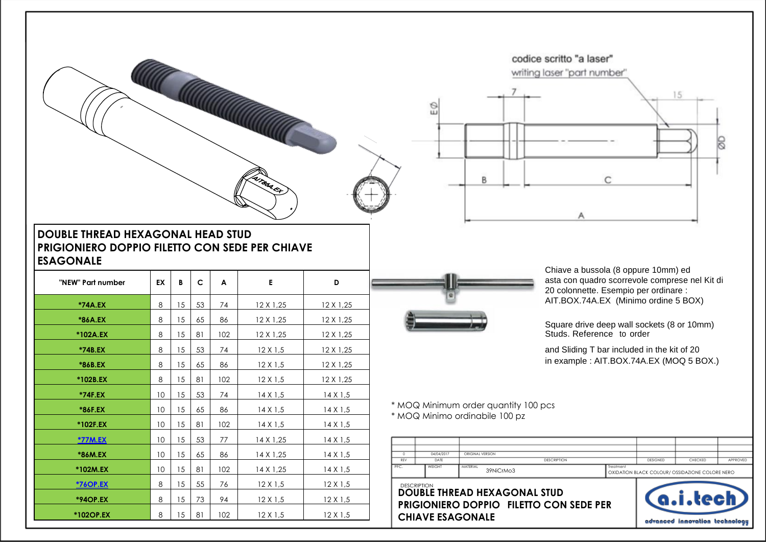codice scritto "a laser"
writing laser "part number"

# DOUBLE THREAD HEXAGONAL HEAD STUD
# PRIGIONIERO DOPPIO FILETTO CON SEDE PER CHIAVE ESAGONALE

| "NEW" Part number | EX | B | C | A | E | D |
|---|---|---|---|---|---|---|
| *74A.EX | 8 | 15 | 53 | 74 | 12 X 1,25 | 12 X 1,25 |
| *86A.EX | 8 | 15 | 65 | 86 | 12 X 1,25 | 12 X 1,25 |
| *102A.EX | 8 | 15 | 81 | 102 | 12 X 1,25 | 12 X 1,25 |
| *74B.EX | 8 | 15 | 53 | 74 | 12 X 1,5 | 12 X 1,25 |
| *86B.EX | 8 | 15 | 65 | 86 | 12 X 1,5 | 12 X 1,25 |
| *102B.EX | 8 | 15 | 81 | 102 | 12 X 1,5 | 12 X 1,25 |
| *74F.EX | 10 | 15 | 53 | 74 | 14 X 1,5 | 14 X 1,5 |
| *86F.EX | 10 | 15 | 65 | 86 | 14 X 1,5 | 14 X 1,5 |
| *102F.EX | 10 | 15 | 81 | 102 | 14 X 1,5 | 14 X 1,5 |
| *77M.EX | 10 | 15 | 53 | 77 | 14 X 1,25 | 14 X 1,5 |
| *86M.EX | 10 | 15 | 65 | 86 | 14 X 1,25 | 14 X 1,5 |
| *102M.EX | 10 | 15 | 81 | 102 | 14 X 1,25 | 14 X 1,5 |
| *76OP.EX | 8 | 15 | 55 | 76 | 12 X 1,5 | 12 X 1,5 |
| *94OP.EX | 8 | 15 | 73 | 94 | 12 X 1,5 | 12 X 1,5 |
| *102OP.EX | 8 | 15 | 81 | 102 | 12 X 1,5 | 12 X 1,5 |

Chiave a bussola (8 oppure 10mm) ed asta con quadro scorrevole comprese nel Kit di 20 colonnette. Esempio per ordinare : AIT.BOX.74A.EX (Minimo ordine 5 BOX)

Square drive deep wall sockets (8 or 10mm) Studs. Reference to order

and Sliding T bar included in the kit of 20 in example : AIT.BOX.74A.EX (MOQ 5 BOX.)

* MOQ Minimum order quantity 100 pcs
* MOQ Minimo ordinabile 100 pz

| REV | DATE | DESCRIPTION | DESIGNED | CHECKED | APPROVED |
|---|---|---|---|---|---|
| 0 | 04/04/2017 | ORIGINAL VERSION | | | |

PFC. | WEIGHT | MATERIAL 39NiCrMo3 | Treatment OXIDATION BLACK COLOUR/ OSSIDAZIONE COLORE NERO

DESCRIPTION
**DOUBLE THREAD HEXAGONAL STUD**
**PRIGIONIERO DOPPIO FILETTO CON SEDE PER CHIAVE ESAGONALE**

a.i.tech advanced innovation technology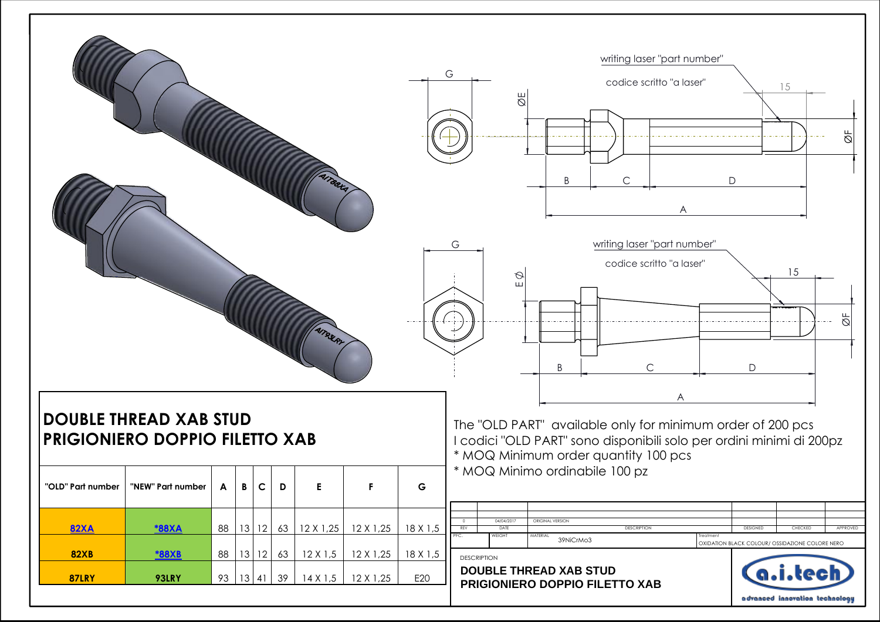writing laser "part number"

codice scritto "a laser"

# DOUBLE THREAD XAB STUD
# PRIGIONIERO DOPPIO FILETTO XAB

| "OLD" Part number | "NEW" Part number | A | B | C | D | E | F | G |
|---|---|---|---|---|---|---|---|---|
| 82XA | *88XA | 88 | 13 | 12 | 63 | 12 X 1,25 | 12 X 1,25 | 18 X 1,5 |
| 82XB | *88XB | 88 | 13 | 12 | 63 | 12 X 1,5 | 12 X 1,25 | 18 X 1,5 |
| 87LRY | 93LRY | 93 | 13 | 41 | 39 | 14 X 1,5 | 12 X 1,25 | E20 |

The "OLD PART" available only for minimum order of 200 pcs
I codici "OLD PART" sono disponibili solo per ordini minimi di 200pz
* MOQ Minimum order quantity 100 pcs
* MOQ Minimo ordinabile 100 pz

| REV | DATE | DESCRIPTION | DESIGNED | CHECKED | APPROVED |
|---|---|---|---|---|---|
| 0 | 04/04/2017 | ORIGINAL VERSION | | | |

PFC. | WEIGHT | MATERIAL 39NiCrMo3 | Treatment OXIDATION BLACK COLOUR/ OSSIDAZIONE COLORE NERO

DESCRIPTION

**DOUBLE THREAD XAB STUD**
**PRIGIONIERO DOPPIO FILETTO XAB**

a.i.tech
advanced innovation technology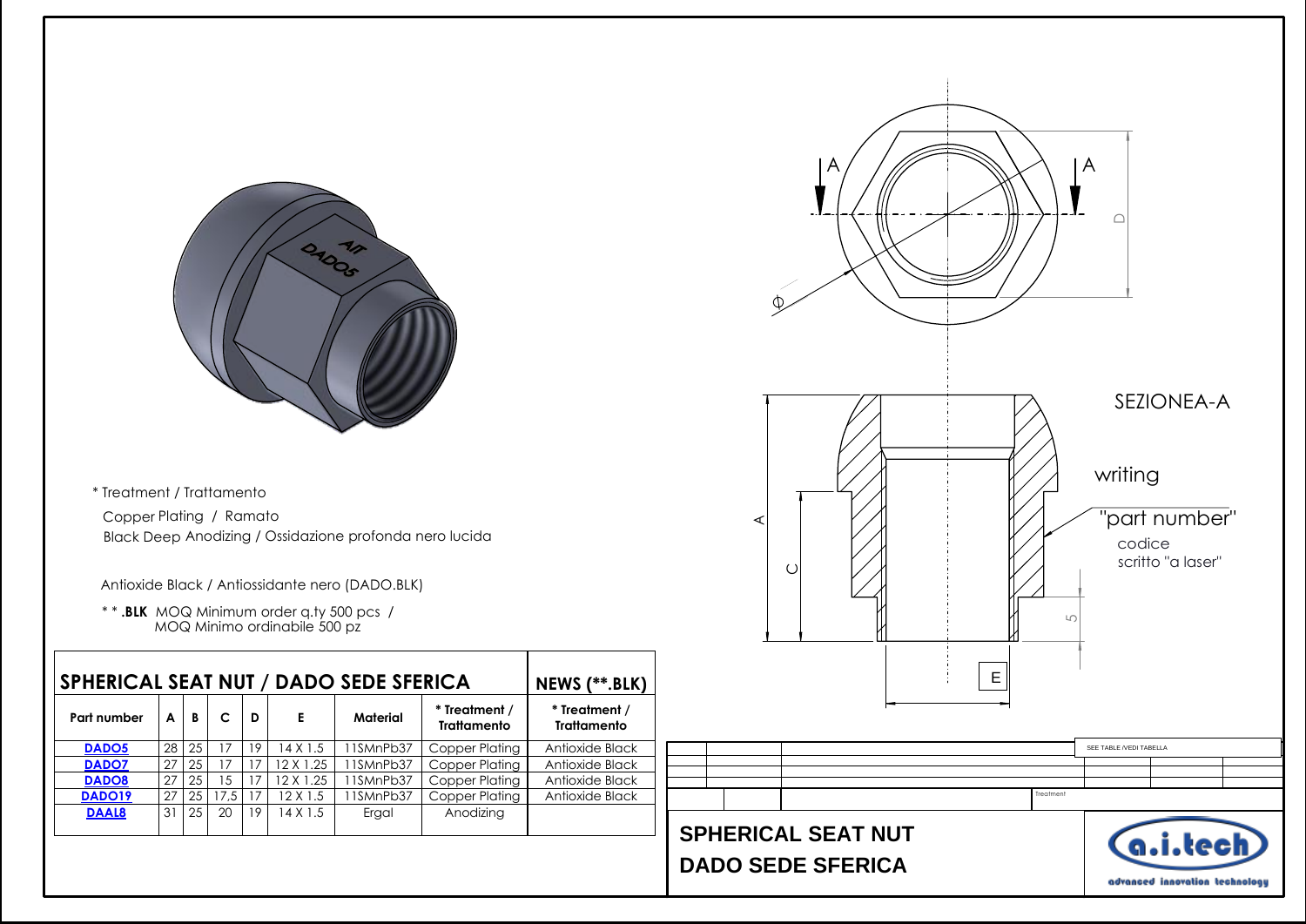\* Treatment / Trattamento

Copper Plating / Ramato

Black Deep Anodizing / Ossidazione profonda nero lucida

Antioxide Black / Antiossidante nero (DADO.BLK)

\* \* **.BLK** MOQ Minimum order q.ty 500 pcs / MOQ Minimo ordinabile 500 pz

## SPHERICAL SEAT NUT / DADO SEDE SFERICA

| Part number | A | B | C | D | E | Material | * Treatment / Trattamento | NEWS (**.BLK) * Treatment / Trattamento |
|---|---|---|---|---|---|---|---|---|
| **DADO5** | 28 | 25 | 17 | 19 | 14 X 1.5 | 11SMnPb37 | Copper Plating | Antioxide Black |
| **DADO7** | 27 | 25 | 17 | 17 | 12 X 1.25 | 11SMnPb37 | Copper Plating | Antioxide Black |
| **DADO8** | 27 | 25 | 15 | 17 | 12 X 1.25 | 11SMnPb37 | Copper Plating | Antioxide Black |
| **DADO19** | 27 | 25 | 17,5 | 17 | 12 X 1.5 | 11SMnPb37 | Copper Plating | Antioxide Black |
| **DAAL8** | 31 | 25 | 20 | 19 | 14 X 1.5 | Ergal | Anodizing | |

SEZIONEA-A

writing

"part number"

codice

scritto "a laser"

SEE TABLE /VEDI TABELLA

Treatment

**SPHERICAL SEAT NUT**

**DADO SEDE SFERICA**

a.i.tech

advanced innovation technology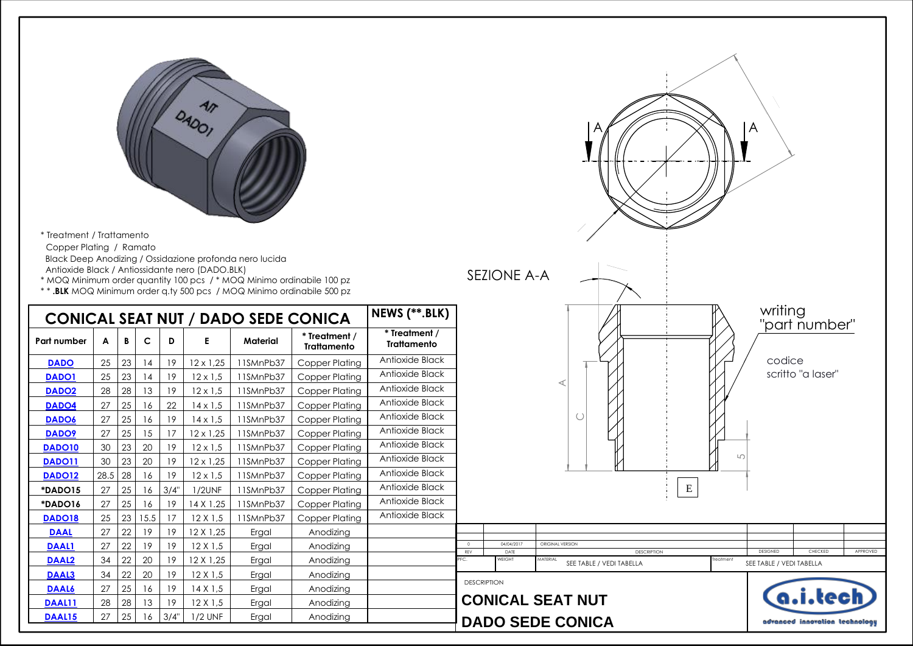* Treatment / Trattamento
  Copper Plating / Ramato
  Black Deep Anodizing / Ossidazione profonda nero lucida
  Antioxide Black / Antiossidante nero (DADO.BLK)
* MOQ Minimum order quantity 100 pcs / * MOQ Minimo ordinabile 100 pz
* * **.BLK** MOQ Minimum order q.ty 500 pcs / MOQ Minimo ordinabile 500 pz

## CONICAL SEAT NUT / DADO SEDE CONICA

| Part number | A | B | C | D | E | Material | * Treatment / Trattamento | NEWS (**.BLK) * Treatment / Trattamento |
|---|---|---|---|---|---|---|---|---|
| DADO | 25 | 23 | 14 | 19 | 12 x 1,25 | 11SMnPb37 | Copper Plating | Antioxide Black |
| DADO1 | 25 | 23 | 14 | 19 | 12 x 1,5 | 11SMnPb37 | Copper Plating | Antioxide Black |
| DADO2 | 28 | 28 | 13 | 19 | 12 x 1,5 | 11SMnPb37 | Copper Plating | Antioxide Black |
| DADO4 | 27 | 25 | 16 | 22 | 14 x 1,5 | 11SMnPb37 | Copper Plating | Antioxide Black |
| DADO6 | 27 | 25 | 16 | 19 | 14 x 1,5 | 11SMnPb37 | Copper Plating | Antioxide Black |
| DADO9 | 27 | 25 | 15 | 17 | 12 x 1,25 | 11SMnPb37 | Copper Plating | Antioxide Black |
| DADO10 | 30 | 23 | 20 | 19 | 12 x 1,5 | 11SMnPb37 | Copper Plating | Antioxide Black |
| DADO11 | 30 | 23 | 20 | 19 | 12 x 1,25 | 11SMnPb37 | Copper Plating | Antioxide Black |
| DADO12 | 28.5 | 28 | 16 | 19 | 12 x 1,5 | 11SMnPb37 | Copper Plating | Antioxide Black |
| *DADO15 | 27 | 25 | 16 | 3/4" | 1/2UNF | 11SMnPb37 | Copper Plating | Antioxide Black |
| *DADO16 | 27 | 25 | 16 | 19 | 14 X 1.25 | 11SMnPb37 | Copper Plating | Antioxide Black |
| DADO18 | 25 | 23 | 15.5 | 17 | 12 X 1,5 | 11SMnPb37 | Copper Plating | Antioxide Black |
| DAAL | 27 | 22 | 19 | 19 | 12 X 1,25 | Ergal | Anodizing | |
| DAAL1 | 27 | 22 | 19 | 19 | 12 X 1,5 | Ergal | Anodizing | |
| DAAL2 | 34 | 22 | 20 | 19 | 12 X 1,25 | Ergal | Anodizing | |
| DAAL3 | 34 | 22 | 20 | 19 | 12 X 1,5 | Ergal | Anodizing | |
| DAAL6 | 27 | 25 | 16 | 19 | 14 X 1,5 | Ergal | Anodizing | |
| DAAL11 | 28 | 28 | 13 | 19 | 12 X 1,5 | Ergal | Anodizing | |
| DAAL15 | 27 | 25 | 16 | 3/4" | 1/2 UNF | Ergal | Anodizing | |

SEZIONE A-A

writing "part number"

codice scritto "a laser"

| REV | DATE | DESCRIPTION | DESIGNED | CHECKED | APPROVED |
|---|---|---|---|---|---|
| 0 | 04/04/2017 | ORIGINAL VERSION | | | |

WEIGHT — MATERIAL: SEE TABLE / VEDI TABELLA — Treatment: SEE TABLE / VEDI TABELLA

DESCRIPTION

**CONICAL SEAT NUT**

**DADO SEDE CONICA**

a.i.tech — advanced innovation technology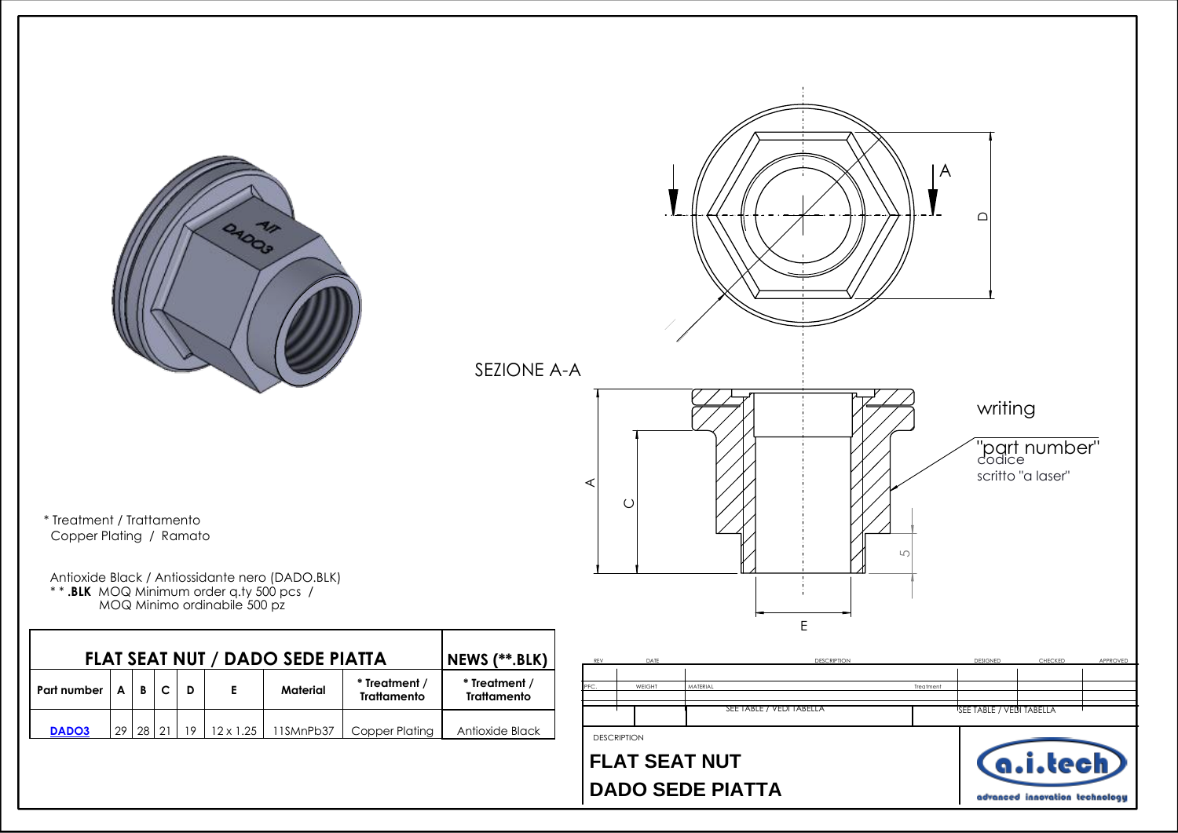SEZIONE A-A

writing

"part number"
codice
scritto "a laser"

\* Treatment / Trattamento
Copper Plating / Ramato

Antioxide Black / Antiossidante nero (DADO.BLK)
\* \* **.BLK** MOQ Minimum order q.ty 500 pcs /
MOQ Minimo ordinabile 500 pz

| FLAT SEAT NUT / DADO SEDE PIATTA | | | | | | | | NEWS (\*\*.BLK) |
|---|---|---|---|---|---|---|---|---|
| **Part number** | **A** | **B** | **C** | **D** | **E** | **Material** | **\* Treatment / Trattamento** | **\* Treatment / Trattamento** |
| **DADO3** | 29 | 28 | 21 | 19 | 12 x 1.25 | 11SMnPb37 | Copper Plating | Antioxide Black |

| REV | DATE | DESCRIPTION | DESIGNED | CHECKED | APPROVED |
|---|---|---|---|---|---|
| PFC. | WEIGHT | MATERIAL | Treatment | | |
| | | SEE TABLE / VEDI TABELLA | SEE TABLE / VEDI TABELLA | | |

DESCRIPTION

**FLAT SEAT NUT**

**DADO SEDE PIATTA**

a.i.tech
advanced innovation technology